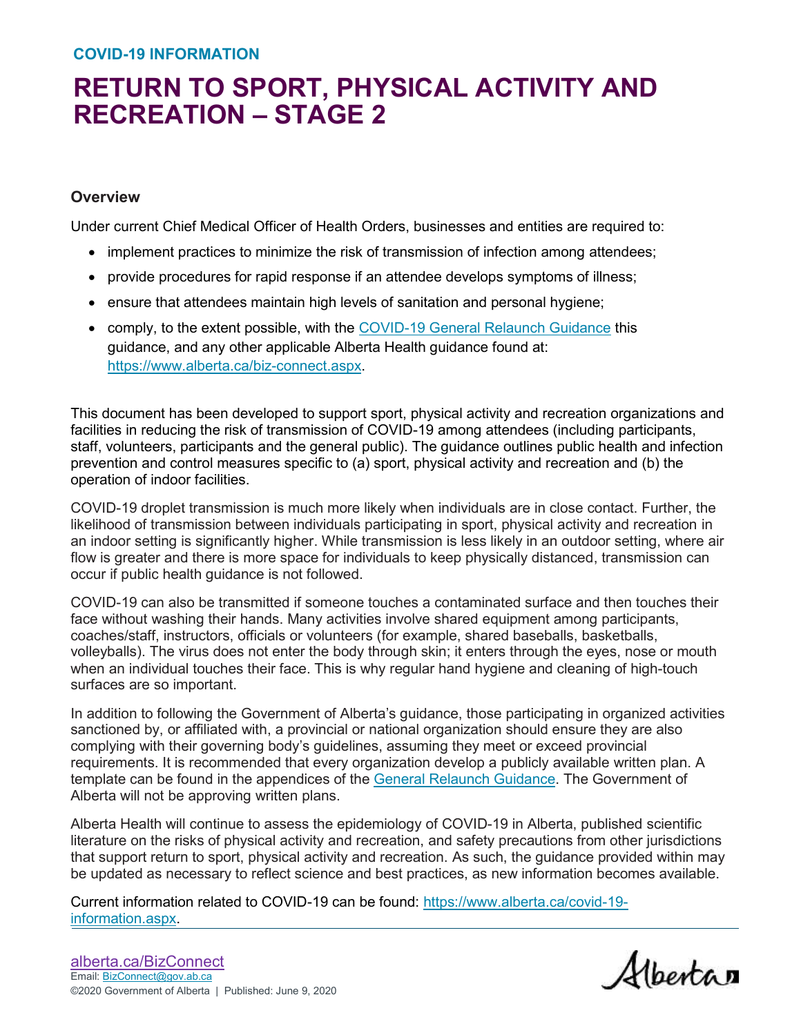COVID-19 INFORMATION

# RETURN TO SPORT, PHYSICAL ACTIVITY AND RECREATION – STAGE 2

### Overview

Under current Chief Medical Officer of Health Orders, businesses and entities are required to:

- implement practices to minimize the risk of transmission of infection among attendees;
- provide procedures for rapid response if an attendee develops symptoms of illness;
- ensure that attendees maintain high levels of sanitation and personal hygiene;
- comply, to the extent possible, with the [COVID-19 General Relaunch Guidance](https://www.alberta.ca/biz-connect.aspx) this guidance, and any other applicable Alberta Health guidance found at: https://www.alberta.ca/biz-connect.aspx.

This document has been developed to support sport, physical activity and recreation organizations and facilities in reducing the risk of transmission of COVID-19 among attendees (including participants, staff, volunteers, participants and the general public). The guidance outlines public health and infection prevention and control measures specific to (a) sport, physical activity and recreation and (b) the operation of indoor facilities.

COVID-19 droplet transmission is much more likely when individuals are in close contact. Further, the likelihood of transmission between individuals participating in sport, physical activity and recreation in an indoor setting is significantly higher. While transmission is less likely in an outdoor setting, where air flow is greater and there is more space for individuals to keep physically distanced, transmission can occur if public health guidance is not followed.

COVID-19 can also be transmitted if someone touches a contaminated surface and then touches their face without washing their hands. Many activities involve shared equipment among participants, coaches/staff, instructors, officials or volunteers (for example, shared baseballs, basketballs, volleyballs). The virus does not enter the body through skin; it enters through the eyes, nose or mouth when an individual touches their face. This is why regular hand hygiene and cleaning of high-touch surfaces are so important.

In addition to following the Government of Alberta's guidance, those participating in organized activities sanctioned by, or affiliated with, a provincial or national organization should ensure they are also complying with their governing body's guidelines, assuming they meet or exceed provincial requirements. It is recommended that every organization develop a publicly available written plan. A template can be found in the appendices of the General Relaunch Guidance. The Government of Alberta will not be approving written plans.

Alberta Health will continue to assess the epidemiology of COVID-19 in Alberta, published scientific literature on the risks of physical activity and recreation, and safety precautions from other jurisdictions that support return to sport, physical activity and recreation. As such, the guidance provided within may be updated as necessary to reflect science and best practices, as new information becomes available.

Current information related to COVID-19 can be found: https://www.alberta.ca/covid-19-information.aspx.

alberta.ca/BizConnect
Email: BizConnect@gov.ab.ca
©2020 Government of Alberta | Published: June 9, 2020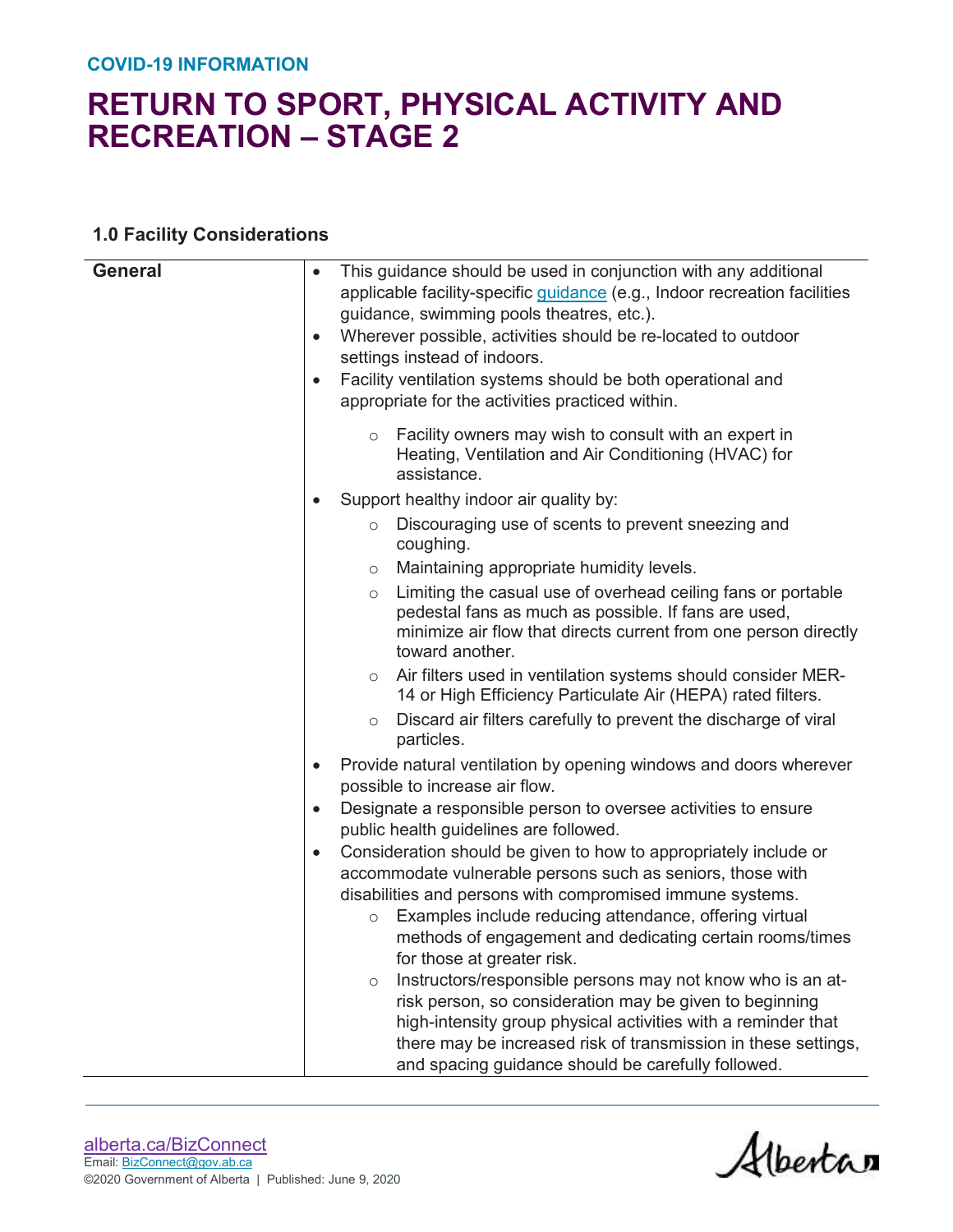COVID-19 INFORMATION

# RETURN TO SPORT, PHYSICAL ACTIVITY AND RECREATION – STAGE 2

### 1.0 Facility Considerations

| | |
|---|---|
| **General** | • This guidance should be used in conjunction with any additional applicable facility-specific guidance (e.g., Indoor recreation facilities guidance, swimming pools theatres, etc.).<br>• Wherever possible, activities should be re-located to outdoor settings instead of indoors.<br>• Facility ventilation systems should be both operational and appropriate for the activities practiced within.<br>  ○ Facility owners may wish to consult with an expert in Heating, Ventilation and Air Conditioning (HVAC) for assistance.<br>• Support healthy indoor air quality by:<br>  ○ Discouraging use of scents to prevent sneezing and coughing.<br>  ○ Maintaining appropriate humidity levels.<br>  ○ Limiting the casual use of overhead ceiling fans or portable pedestal fans as much as possible. If fans are used, minimize air flow that directs current from one person directly toward another.<br>  ○ Air filters used in ventilation systems should consider MER-14 or High Efficiency Particulate Air (HEPA) rated filters.<br>  ○ Discard air filters carefully to prevent the discharge of viral particles.<br>• Provide natural ventilation by opening windows and doors wherever possible to increase air flow.<br>• Designate a responsible person to oversee activities to ensure public health guidelines are followed.<br>• Consideration should be given to how to appropriately include or accommodate vulnerable persons such as seniors, those with disabilities and persons with compromised immune systems.<br>  ○ Examples include reducing attendance, offering virtual methods of engagement and dedicating certain rooms/times for those at greater risk.<br>  ○ Instructors/responsible persons may not know who is an at-risk person, so consideration may be given to beginning high-intensity group physical activities with a reminder that there may be increased risk of transmission in these settings, and spacing guidance should be carefully followed. |

alberta.ca/BizConnect
Email: BizConnect@gov.ab.ca
©2020 Government of Alberta | Published: June 9, 2020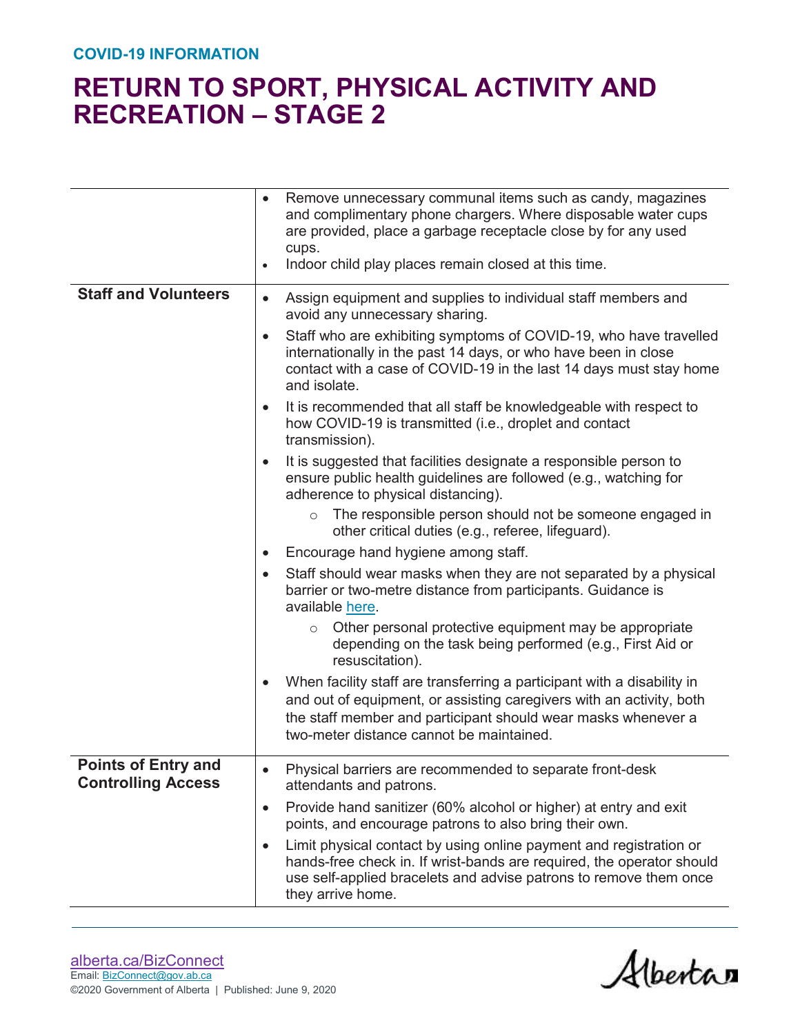| | |
|---|---|
| | • Remove unnecessary communal items such as candy, magazines and complimentary phone chargers. Where disposable water cups are provided, place a garbage receptacle close by for any used cups.<br>• Indoor child play places remain closed at this time. |
| **Staff and Volunteers** | • Assign equipment and supplies to individual staff members and avoid any unnecessary sharing.<br>• Staff who are exhibiting symptoms of COVID-19, who have travelled internationally in the past 14 days, or who have been in close contact with a case of COVID-19 in the last 14 days must stay home and isolate.<br>• It is recommended that all staff be knowledgeable with respect to how COVID-19 is transmitted (i.e., droplet and contact transmission).<br>• It is suggested that facilities designate a responsible person to ensure public health guidelines are followed (e.g., watching for adherence to physical distancing).<br>  ○ The responsible person should not be someone engaged in other critical duties (e.g., referee, lifeguard).<br>• Encourage hand hygiene among staff.<br>• Staff should wear masks when they are not separated by a physical barrier or two-metre distance from participants. Guidance is available here.<br>  ○ Other personal protective equipment may be appropriate depending on the task being performed (e.g., First Aid or resuscitation).<br>• When facility staff are transferring a participant with a disability in and out of equipment, or assisting caregivers with an activity, both the staff member and participant should wear masks whenever a two-meter distance cannot be maintained. |
| **Points of Entry and Controlling Access** | • Physical barriers are recommended to separate front-desk attendants and patrons.<br>• Provide hand sanitizer (60% alcohol or higher) at entry and exit points, and encourage patrons to also bring their own.<br>• Limit physical contact by using online payment and registration or hands-free check in. If wrist-bands are required, the operator should use self-applied bracelets and advise patrons to remove them once they arrive home. |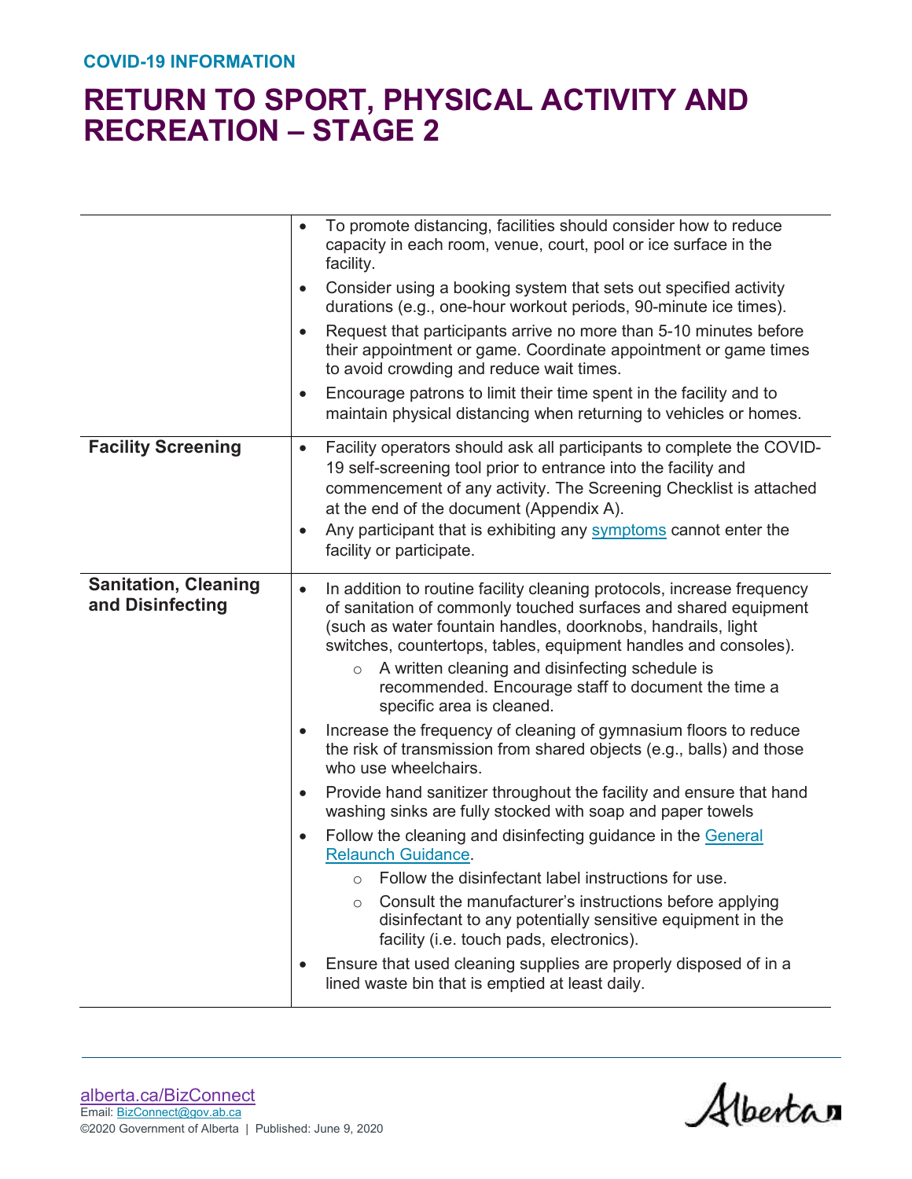| | |
|---|---|
| | • To promote distancing, facilities should consider how to reduce capacity in each room, venue, court, pool or ice surface in the facility.<br>• Consider using a booking system that sets out specified activity durations (e.g., one-hour workout periods, 90-minute ice times).<br>• Request that participants arrive no more than 5-10 minutes before their appointment or game. Coordinate appointment or game times to avoid crowding and reduce wait times.<br>• Encourage patrons to limit their time spent in the facility and to maintain physical distancing when returning to vehicles or homes. |
| **Facility Screening** | • Facility operators should ask all participants to complete the COVID-19 self-screening tool prior to entrance into the facility and commencement of any activity. The Screening Checklist is attached at the end of the document (Appendix A).<br>• Any participant that is exhibiting any symptoms cannot enter the facility or participate. |
| **Sanitation, Cleaning and Disinfecting** | • In addition to routine facility cleaning protocols, increase frequency of sanitation of commonly touched surfaces and shared equipment (such as water fountain handles, doorknobs, handrails, light switches, countertops, tables, equipment handles and consoles).<br>&nbsp;&nbsp;&nbsp;&nbsp;○ A written cleaning and disinfecting schedule is recommended. Encourage staff to document the time a specific area is cleaned.<br>• Increase the frequency of cleaning of gymnasium floors to reduce the risk of transmission from shared objects (e.g., balls) and those who use wheelchairs.<br>• Provide hand sanitizer throughout the facility and ensure that hand washing sinks are fully stocked with soap and paper towels<br>• Follow the cleaning and disinfecting guidance in the General Relaunch Guidance.<br>&nbsp;&nbsp;&nbsp;&nbsp;○ Follow the disinfectant label instructions for use.<br>&nbsp;&nbsp;&nbsp;&nbsp;○ Consult the manufacturer's instructions before applying disinfectant to any potentially sensitive equipment in the facility (i.e. touch pads, electronics).<br>• Ensure that used cleaning supplies are properly disposed of in a lined waste bin that is emptied at least daily. |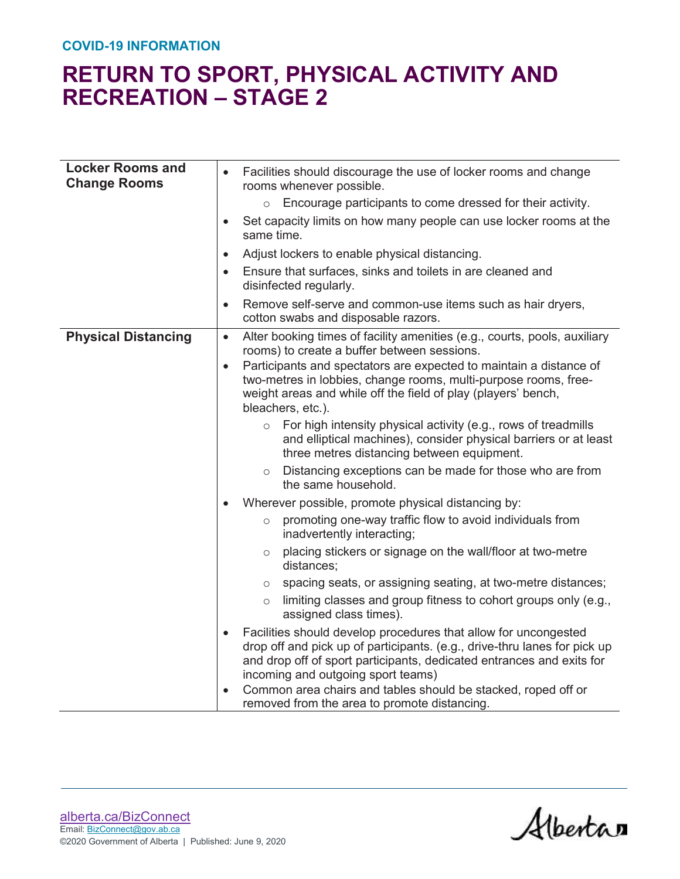COVID-19 INFORMATION

# RETURN TO SPORT, PHYSICAL ACTIVITY AND RECREATION – STAGE 2

| | |
|---|---|
| **Locker Rooms and Change Rooms** | • Facilities should discourage the use of locker rooms and change rooms whenever possible.<br>  ○ Encourage participants to come dressed for their activity.<br>• Set capacity limits on how many people can use locker rooms at the same time.<br>• Adjust lockers to enable physical distancing.<br>• Ensure that surfaces, sinks and toilets in are cleaned and disinfected regularly.<br>• Remove self-serve and common-use items such as hair dryers, cotton swabs and disposable razors. |
| **Physical Distancing** | • Alter booking times of facility amenities (e.g., courts, pools, auxiliary rooms) to create a buffer between sessions.<br>• Participants and spectators are expected to maintain a distance of two-metres in lobbies, change rooms, multi-purpose rooms, free-weight areas and while off the field of play (players' bench, bleachers, etc.).<br>  ○ For high intensity physical activity (e.g., rows of treadmills and elliptical machines), consider physical barriers or at least three metres distancing between equipment.<br>  ○ Distancing exceptions can be made for those who are from the same household.<br>• Wherever possible, promote physical distancing by:<br>  ○ promoting one-way traffic flow to avoid individuals from inadvertently interacting;<br>  ○ placing stickers or signage on the wall/floor at two-metre distances;<br>  ○ spacing seats, or assigning seating, at two-metre distances;<br>  ○ limiting classes and group fitness to cohort groups only (e.g., assigned class times).<br>• Facilities should develop procedures that allow for uncongested drop off and pick up of participants. (e.g., drive-thru lanes for pick up and drop off of sport participants, dedicated entrances and exits for incoming and outgoing sport teams)<br>• Common area chairs and tables should be stacked, roped off or removed from the area to promote distancing. |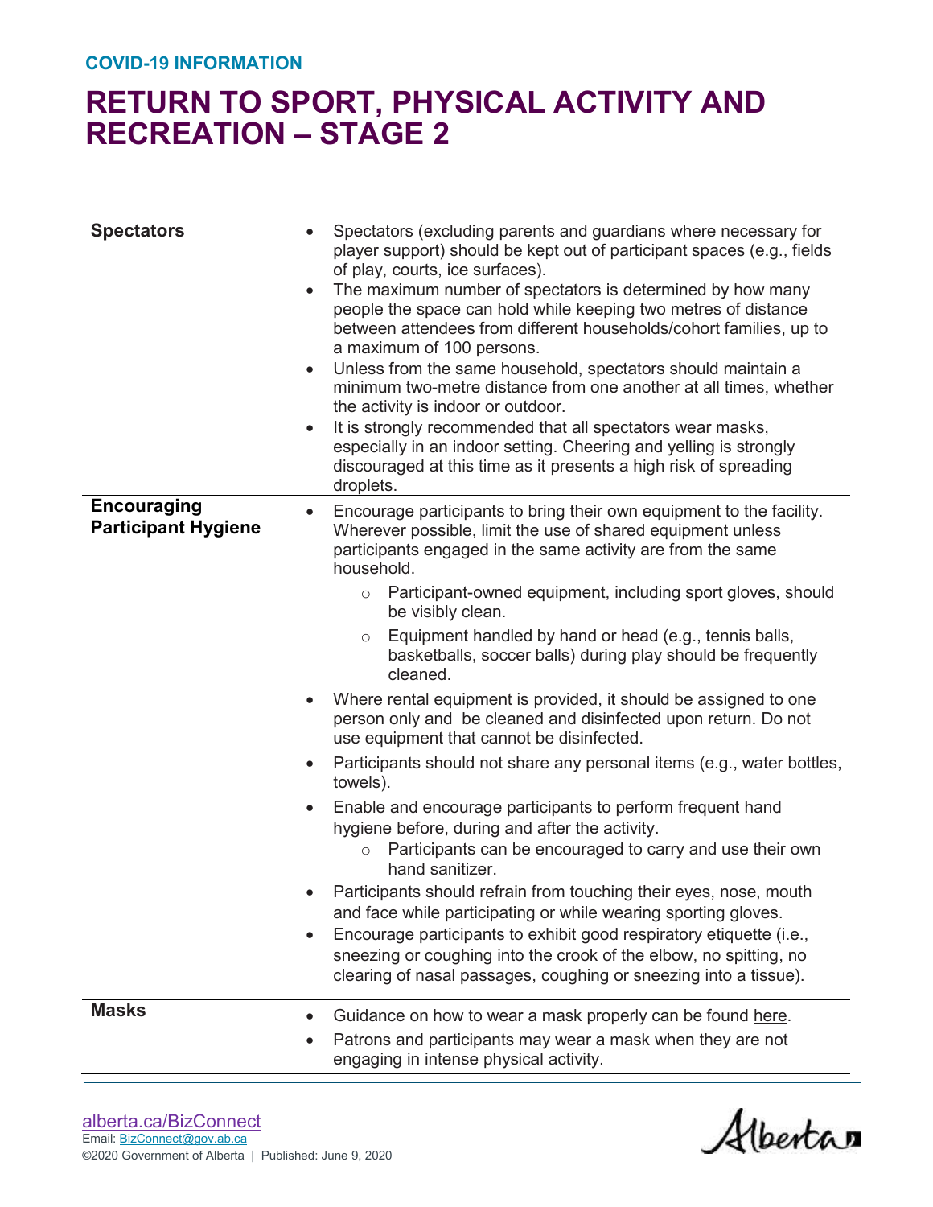| | |
|---|---|
| **Spectators** | • Spectators (excluding parents and guardians where necessary for player support) should be kept out of participant spaces (e.g., fields of play, courts, ice surfaces).<br>• The maximum number of spectators is determined by how many people the space can hold while keeping two metres of distance between attendees from different households/cohort families, up to a maximum of 100 persons.<br>• Unless from the same household, spectators should maintain a minimum two-metre distance from one another at all times, whether the activity is indoor or outdoor.<br>• It is strongly recommended that all spectators wear masks, especially in an indoor setting. Cheering and yelling is strongly discouraged at this time as it presents a high risk of spreading droplets. |
| **Encouraging Participant Hygiene** | • Encourage participants to bring their own equipment to the facility. Wherever possible, limit the use of shared equipment unless participants engaged in the same activity are from the same household.<br>  ○ Participant-owned equipment, including sport gloves, should be visibly clean.<br>  ○ Equipment handled by hand or head (e.g., tennis balls, basketballs, soccer balls) during play should be frequently cleaned.<br>• Where rental equipment is provided, it should be assigned to one person only and be cleaned and disinfected upon return. Do not use equipment that cannot be disinfected.<br>• Participants should not share any personal items (e.g., water bottles, towels).<br>• Enable and encourage participants to perform frequent hand hygiene before, during and after the activity.<br>  ○ Participants can be encouraged to carry and use their own hand sanitizer.<br>• Participants should refrain from touching their eyes, nose, mouth and face while participating or while wearing sporting gloves.<br>• Encourage participants to exhibit good respiratory etiquette (i.e., sneezing or coughing into the crook of the elbow, no spitting, no clearing of nasal passages, coughing or sneezing into a tissue). |
| **Masks** | • Guidance on how to wear a mask properly can be found here.<br>• Patrons and participants may wear a mask when they are not engaging in intense physical activity. |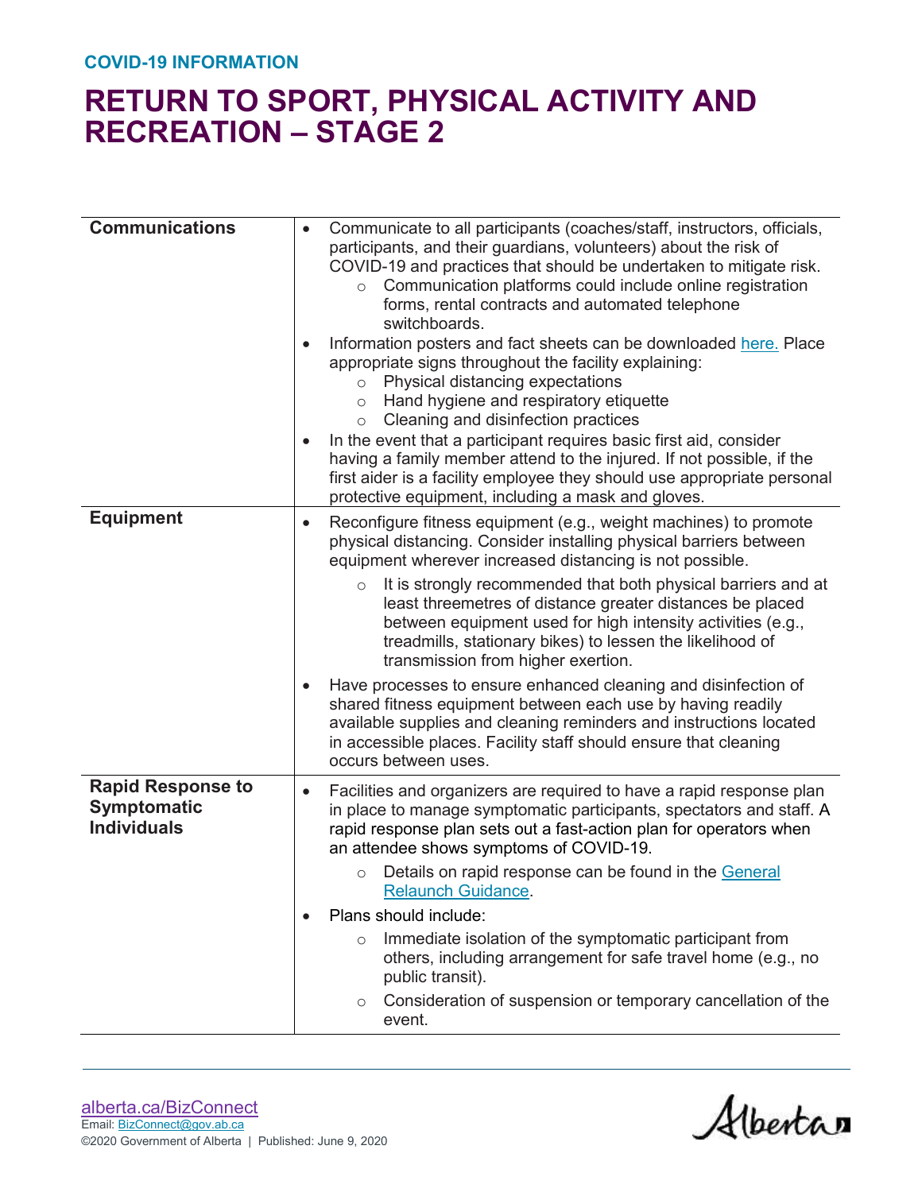COVID-19 INFORMATION

# RETURN TO SPORT, PHYSICAL ACTIVITY AND RECREATION – STAGE 2

| | |
|---|---|
| **Communications** | • Communicate to all participants (coaches/staff, instructors, officials, participants, and their guardians, volunteers) about the risk of COVID-19 and practices that should be undertaken to mitigate risk.<br>  ○ Communication platforms could include online registration forms, rental contracts and automated telephone switchboards.<br>• Information posters and fact sheets can be downloaded here. Place appropriate signs throughout the facility explaining:<br>  ○ Physical distancing expectations<br>  ○ Hand hygiene and respiratory etiquette<br>  ○ Cleaning and disinfection practices<br>• In the event that a participant requires basic first aid, consider having a family member attend to the injured. If not possible, if the first aider is a facility employee they should use appropriate personal protective equipment, including a mask and gloves. |
| **Equipment** | • Reconfigure fitness equipment (e.g., weight machines) to promote physical distancing. Consider installing physical barriers between equipment wherever increased distancing is not possible.<br>  ○ It is strongly recommended that both physical barriers and at least threemetres of distance greater distances be placed between equipment used for high intensity activities (e.g., treadmills, stationary bikes) to lessen the likelihood of transmission from higher exertion.<br>• Have processes to ensure enhanced cleaning and disinfection of shared fitness equipment between each use by having readily available supplies and cleaning reminders and instructions located in accessible places. Facility staff should ensure that cleaning occurs between uses. |
| **Rapid Response to Symptomatic Individuals** | • Facilities and organizers are required to have a rapid response plan in place to manage symptomatic participants, spectators and staff. A rapid response plan sets out a fast-action plan for operators when an attendee shows symptoms of COVID-19.<br>  ○ Details on rapid response can be found in the General Relaunch Guidance.<br>• Plans should include:<br>  ○ Immediate isolation of the symptomatic participant from others, including arrangement for safe travel home (e.g., no public transit).<br>  ○ Consideration of suspension or temporary cancellation of the event. |

alberta.ca/BizConnect
Email: BizConnect@gov.ab.ca
©2020 Government of Alberta | Published: June 9, 2020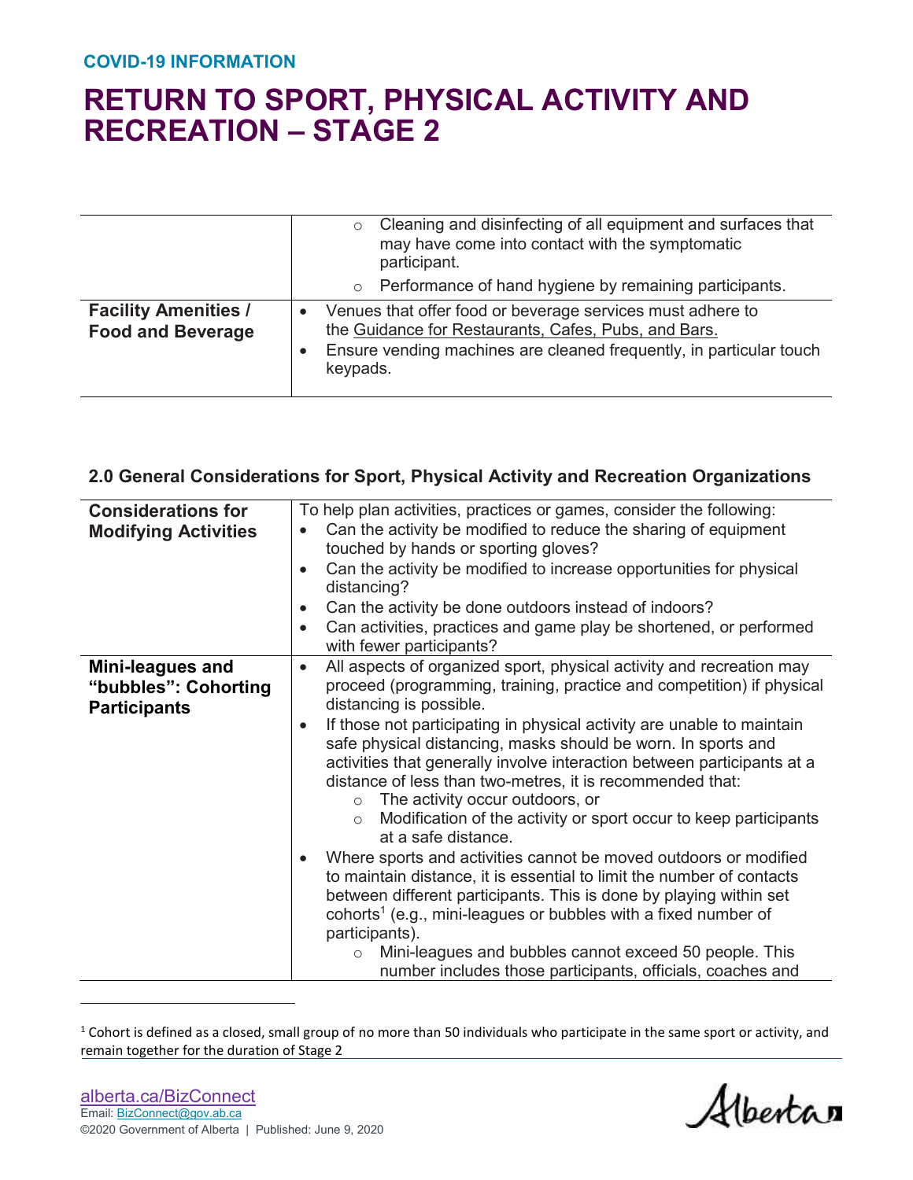| | |
|---|---|
| | ◦ Cleaning and disinfecting of all equipment and surfaces that may have come into contact with the symptomatic participant.<br>◦ Performance of hand hygiene by remaining participants. |
| **Facility Amenities / Food and Beverage** | • Venues that offer food or beverage services must adhere to the Guidance for Restaurants, Cafes, Pubs, and Bars.<br>• Ensure vending machines are cleaned frequently, in particular touch keypads. |

### 2.0 General Considerations for Sport, Physical Activity and Recreation Organizations

| | |
|---|---|
| **Considerations for Modifying Activities** | To help plan activities, practices or games, consider the following:<br>• Can the activity be modified to reduce the sharing of equipment touched by hands or sporting gloves?<br>• Can the activity be modified to increase opportunities for physical distancing?<br>• Can the activity be done outdoors instead of indoors?<br>• Can activities, practices and game play be shortened, or performed with fewer participants? |
| **Mini-leagues and "bubbles": Cohorting Participants** | • All aspects of organized sport, physical activity and recreation may proceed (programming, training, practice and competition) if physical distancing is possible.<br>• If those not participating in physical activity are unable to maintain safe physical distancing, masks should be worn. In sports and activities that generally involve interaction between participants at a distance of less than two-metres, it is recommended that:<br>◦ The activity occur outdoors, or<br>◦ Modification of the activity or sport occur to keep participants at a safe distance.<br>• Where sports and activities cannot be moved outdoors or modified to maintain distance, it is essential to limit the number of contacts between different participants. This is done by playing within set cohorts[1] (e.g., mini-leagues or bubbles with a fixed number of participants).<br>◦ Mini-leagues and bubbles cannot exceed 50 people. This number includes those participants, officials, coaches and |

[1] Cohort is defined as a closed, small group of no more than 50 individuals who participate in the same sport or activity, and remain together for the duration of Stage 2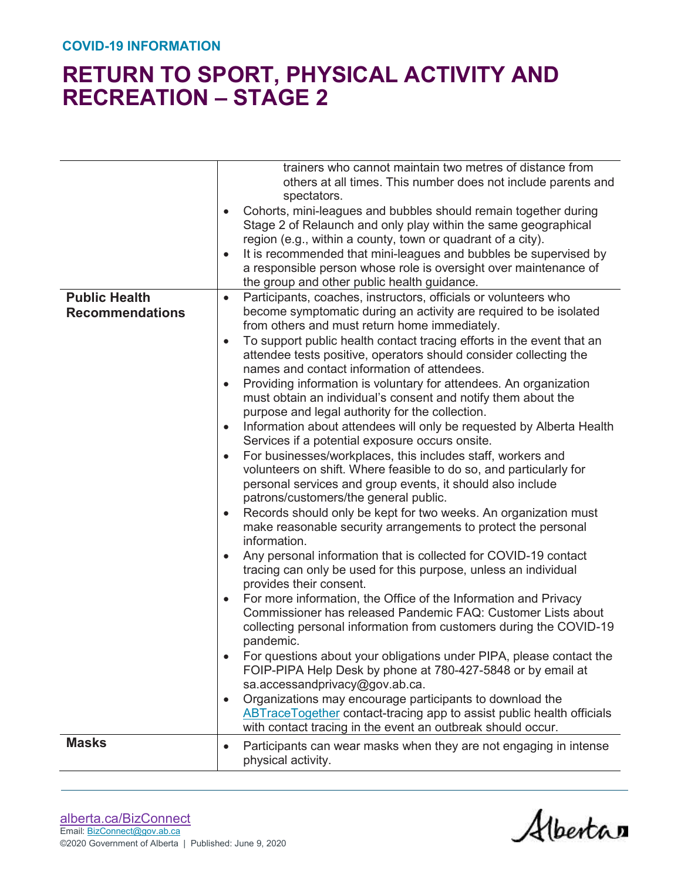| | |
|---|---|
| | trainers who cannot maintain two metres of distance from others at all times. This number does not include parents and spectators.<br>• Cohorts, mini-leagues and bubbles should remain together during Stage 2 of Relaunch and only play within the same geographical region (e.g., within a county, town or quadrant of a city).<br>• It is recommended that mini-leagues and bubbles be supervised by a responsible person whose role is oversight over maintenance of the group and other public health guidance. |
| **Public Health Recommendations** | • Participants, coaches, instructors, officials or volunteers who become symptomatic during an activity are required to be isolated from others and must return home immediately.<br>• To support public health contact tracing efforts in the event that an attendee tests positive, operators should consider collecting the names and contact information of attendees.<br>• Providing information is voluntary for attendees. An organization must obtain an individual's consent and notify them about the purpose and legal authority for the collection.<br>• Information about attendees will only be requested by Alberta Health Services if a potential exposure occurs onsite.<br>• For businesses/workplaces, this includes staff, workers and volunteers on shift. Where feasible to do so, and particularly for personal services and group events, it should also include patrons/customers/the general public.<br>• Records should only be kept for two weeks. An organization must make reasonable security arrangements to protect the personal information.<br>• Any personal information that is collected for COVID-19 contact tracing can only be used for this purpose, unless an individual provides their consent.<br>• For more information, the Office of the Information and Privacy Commissioner has released Pandemic FAQ: Customer Lists about collecting personal information from customers during the COVID-19 pandemic.<br>• For questions about your obligations under PIPA, please contact the FOIP-PIPA Help Desk by phone at 780-427-5848 or by email at sa.accessandprivacy@gov.ab.ca.<br>• Organizations may encourage participants to download the ABTraceTogether contact-tracing app to assist public health officials with contact tracing in the event an outbreak should occur. |
| **Masks** | • Participants can wear masks when they are not engaging in intense physical activity. |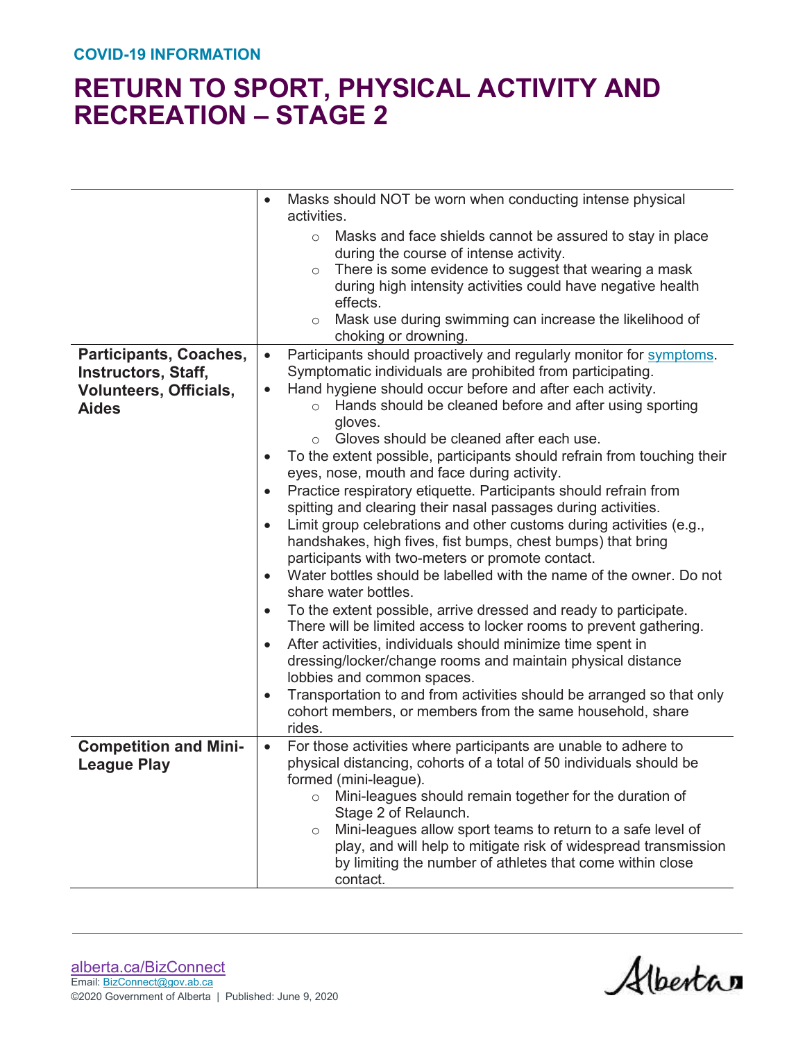COVID-19 INFORMATION

# RETURN TO SPORT, PHYSICAL ACTIVITY AND RECREATION – STAGE 2

| | |
|---|---|
| | • Masks should NOT be worn when conducting intense physical activities.<br>  ○ Masks and face shields cannot be assured to stay in place during the course of intense activity.<br>  ○ There is some evidence to suggest that wearing a mask during high intensity activities could have negative health effects.<br>  ○ Mask use during swimming can increase the likelihood of choking or drowning. |
| **Participants, Coaches, Instructors, Staff, Volunteers, Officials, Aides** | • Participants should proactively and regularly monitor for symptoms. Symptomatic individuals are prohibited from participating.<br>• Hand hygiene should occur before and after each activity.<br>  ○ Hands should be cleaned before and after using sporting gloves.<br>  ○ Gloves should be cleaned after each use.<br>• To the extent possible, participants should refrain from touching their eyes, nose, mouth and face during activity.<br>• Practice respiratory etiquette. Participants should refrain from spitting and clearing their nasal passages during activities.<br>• Limit group celebrations and other customs during activities (e.g., handshakes, high fives, fist bumps, chest bumps) that bring participants with two-meters or promote contact.<br>• Water bottles should be labelled with the name of the owner. Do not share water bottles.<br>• To the extent possible, arrive dressed and ready to participate. There will be limited access to locker rooms to prevent gathering.<br>• After activities, individuals should minimize time spent in dressing/locker/change rooms and maintain physical distance lobbies and common spaces.<br>• Transportation to and from activities should be arranged so that only cohort members, or members from the same household, share rides. |
| **Competition and Mini-League Play** | • For those activities where participants are unable to adhere to physical distancing, cohorts of a total of 50 individuals should be formed (mini-league).<br>  ○ Mini-leagues should remain together for the duration of Stage 2 of Relaunch.<br>  ○ Mini-leagues allow sport teams to return to a safe level of play, and will help to mitigate risk of widespread transmission by limiting the number of athletes that come within close contact. |

alberta.ca/BizConnect
Email: BizConnect@gov.ab.ca
©2020 Government of Alberta | Published: June 9, 2020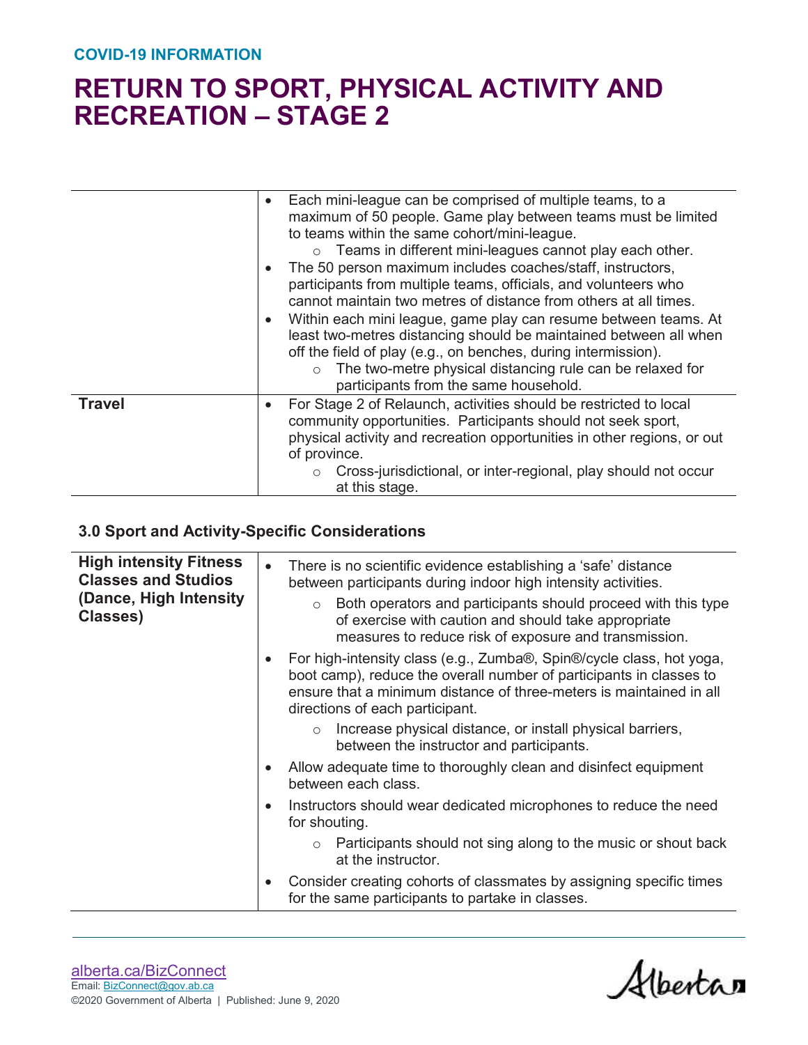| | |
|---|---|
| | • Each mini-league can be comprised of multiple teams, to a maximum of 50 people. Game play between teams must be limited to teams within the same cohort/mini-league.<br>  ○ Teams in different mini-leagues cannot play each other.<br>• The 50 person maximum includes coaches/staff, instructors, participants from multiple teams, officials, and volunteers who cannot maintain two metres of distance from others at all times.<br>• Within each mini league, game play can resume between teams. At least two-metres distancing should be maintained between all when off the field of play (e.g., on benches, during intermission).<br>  ○ The two-metre physical distancing rule can be relaxed for participants from the same household. |
| **Travel** | • For Stage 2 of Relaunch, activities should be restricted to local community opportunities. Participants should not seek sport, physical activity and recreation opportunities in other regions, or out of province.<br>  ○ Cross-jurisdictional, or inter-regional, play should not occur at this stage. |

### 3.0 Sport and Activity-Specific Considerations

| | |
|---|---|
| **High intensity Fitness Classes and Studios (Dance, High Intensity Classes)** | • There is no scientific evidence establishing a 'safe' distance between participants during indoor high intensity activities.<br>  ○ Both operators and participants should proceed with this type of exercise with caution and should take appropriate measures to reduce risk of exposure and transmission.<br>• For high-intensity class (e.g., Zumba®, Spin®/cycle class, hot yoga, boot camp), reduce the overall number of participants in classes to ensure that a minimum distance of three-meters is maintained in all directions of each participant.<br>  ○ Increase physical distance, or install physical barriers, between the instructor and participants.<br>• Allow adequate time to thoroughly clean and disinfect equipment between each class.<br>• Instructors should wear dedicated microphones to reduce the need for shouting.<br>  ○ Participants should not sing along to the music or shout back at the instructor.<br>• Consider creating cohorts of classmates by assigning specific times for the same participants to partake in classes. |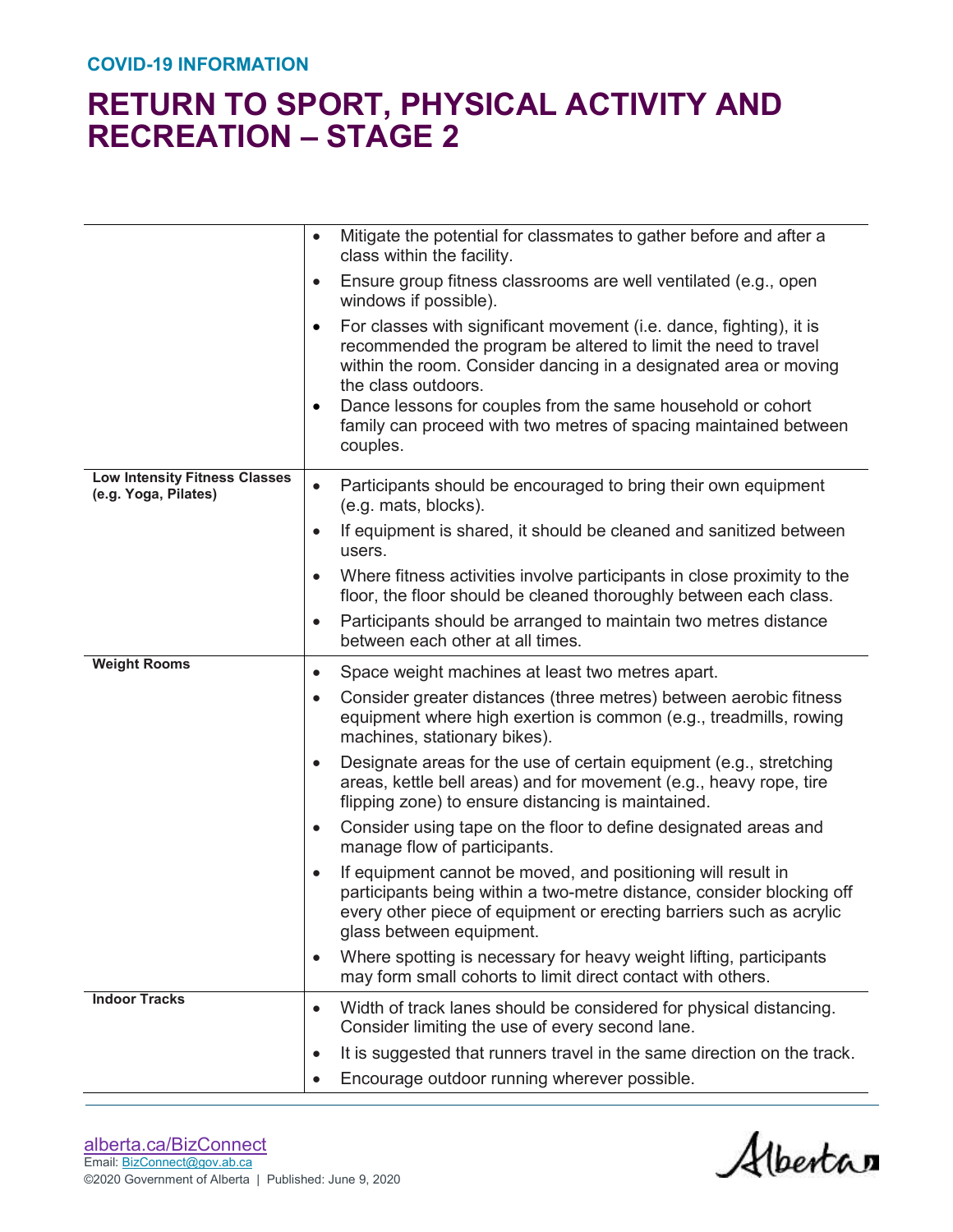COVID-19 INFORMATION

# RETURN TO SPORT, PHYSICAL ACTIVITY AND RECREATION – STAGE 2

| | |
|---|---|
| | • Mitigate the potential for classmates to gather before and after a class within the facility.<br>• Ensure group fitness classrooms are well ventilated (e.g., open windows if possible).<br>• For classes with significant movement (i.e. dance, fighting), it is recommended the program be altered to limit the need to travel within the room. Consider dancing in a designated area or moving the class outdoors.<br>• Dance lessons for couples from the same household or cohort family can proceed with two metres of spacing maintained between couples. |
| **Low Intensity Fitness Classes (e.g. Yoga, Pilates)** | • Participants should be encouraged to bring their own equipment (e.g. mats, blocks).<br>• If equipment is shared, it should be cleaned and sanitized between users.<br>• Where fitness activities involve participants in close proximity to the floor, the floor should be cleaned thoroughly between each class.<br>• Participants should be arranged to maintain two metres distance between each other at all times. |
| **Weight Rooms** | • Space weight machines at least two metres apart.<br>• Consider greater distances (three metres) between aerobic fitness equipment where high exertion is common (e.g., treadmills, rowing machines, stationary bikes).<br>• Designate areas for the use of certain equipment (e.g., stretching areas, kettle bell areas) and for movement (e.g., heavy rope, tire flipping zone) to ensure distancing is maintained.<br>• Consider using tape on the floor to define designated areas and manage flow of participants.<br>• If equipment cannot be moved, and positioning will result in participants being within a two-metre distance, consider blocking off every other piece of equipment or erecting barriers such as acrylic glass between equipment.<br>• Where spotting is necessary for heavy weight lifting, participants may form small cohorts to limit direct contact with others. |
| **Indoor Tracks** | • Width of track lanes should be considered for physical distancing. Consider limiting the use of every second lane.<br>• It is suggested that runners travel in the same direction on the track.<br>• Encourage outdoor running wherever possible. |

alberta.ca/BizConnect
Email: BizConnect@gov.ab.ca
©2020 Government of Alberta | Published: June 9, 2020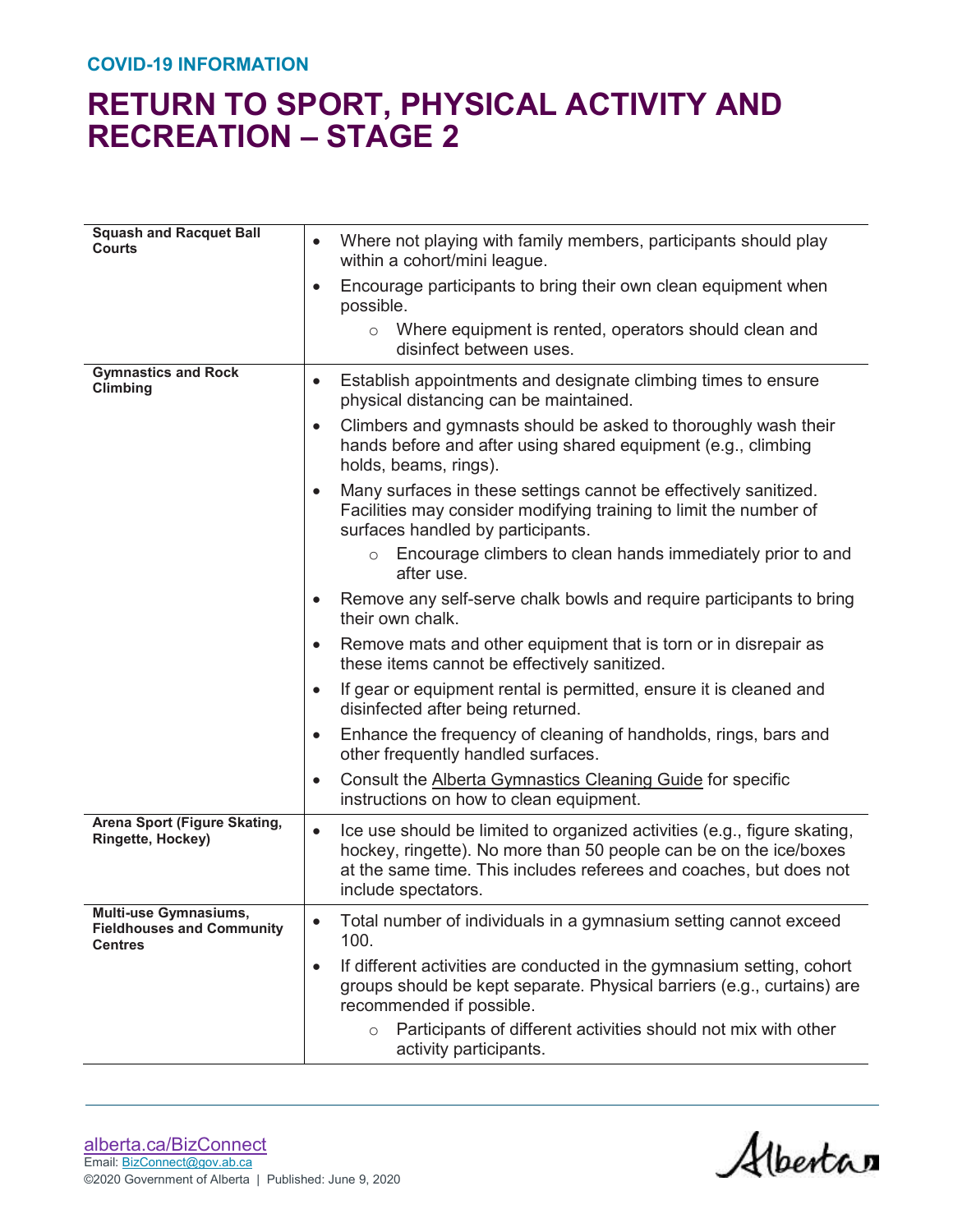COVID-19 INFORMATION

# RETURN TO SPORT, PHYSICAL ACTIVITY AND RECREATION – STAGE 2

| | |
|---|---|
| **Squash and Racquet Ball Courts** | • Where not playing with family members, participants should play within a cohort/mini league.<br>• Encourage participants to bring their own clean equipment when possible.<br>&nbsp;&nbsp;&nbsp;&nbsp;○ Where equipment is rented, operators should clean and disinfect between uses. |
| **Gymnastics and Rock Climbing** | • Establish appointments and designate climbing times to ensure physical distancing can be maintained.<br>• Climbers and gymnasts should be asked to thoroughly wash their hands before and after using shared equipment (e.g., climbing holds, beams, rings).<br>• Many surfaces in these settings cannot be effectively sanitized. Facilities may consider modifying training to limit the number of surfaces handled by participants.<br>&nbsp;&nbsp;&nbsp;&nbsp;○ Encourage climbers to clean hands immediately prior to and after use.<br>• Remove any self-serve chalk bowls and require participants to bring their own chalk.<br>• Remove mats and other equipment that is torn or in disrepair as these items cannot be effectively sanitized.<br>• If gear or equipment rental is permitted, ensure it is cleaned and disinfected after being returned.<br>• Enhance the frequency of cleaning of handholds, rings, bars and other frequently handled surfaces.<br>• Consult the Alberta Gymnastics Cleaning Guide for specific instructions on how to clean equipment. |
| **Arena Sport (Figure Skating, Ringette, Hockey)** | • Ice use should be limited to organized activities (e.g., figure skating, hockey, ringette). No more than 50 people can be on the ice/boxes at the same time. This includes referees and coaches, but does not include spectators. |
| **Multi-use Gymnasiums, Fieldhouses and Community Centres** | • Total number of individuals in a gymnasium setting cannot exceed 100.<br>• If different activities are conducted in the gymnasium setting, cohort groups should be kept separate. Physical barriers (e.g., curtains) are recommended if possible.<br>&nbsp;&nbsp;&nbsp;&nbsp;○ Participants of different activities should not mix with other activity participants. |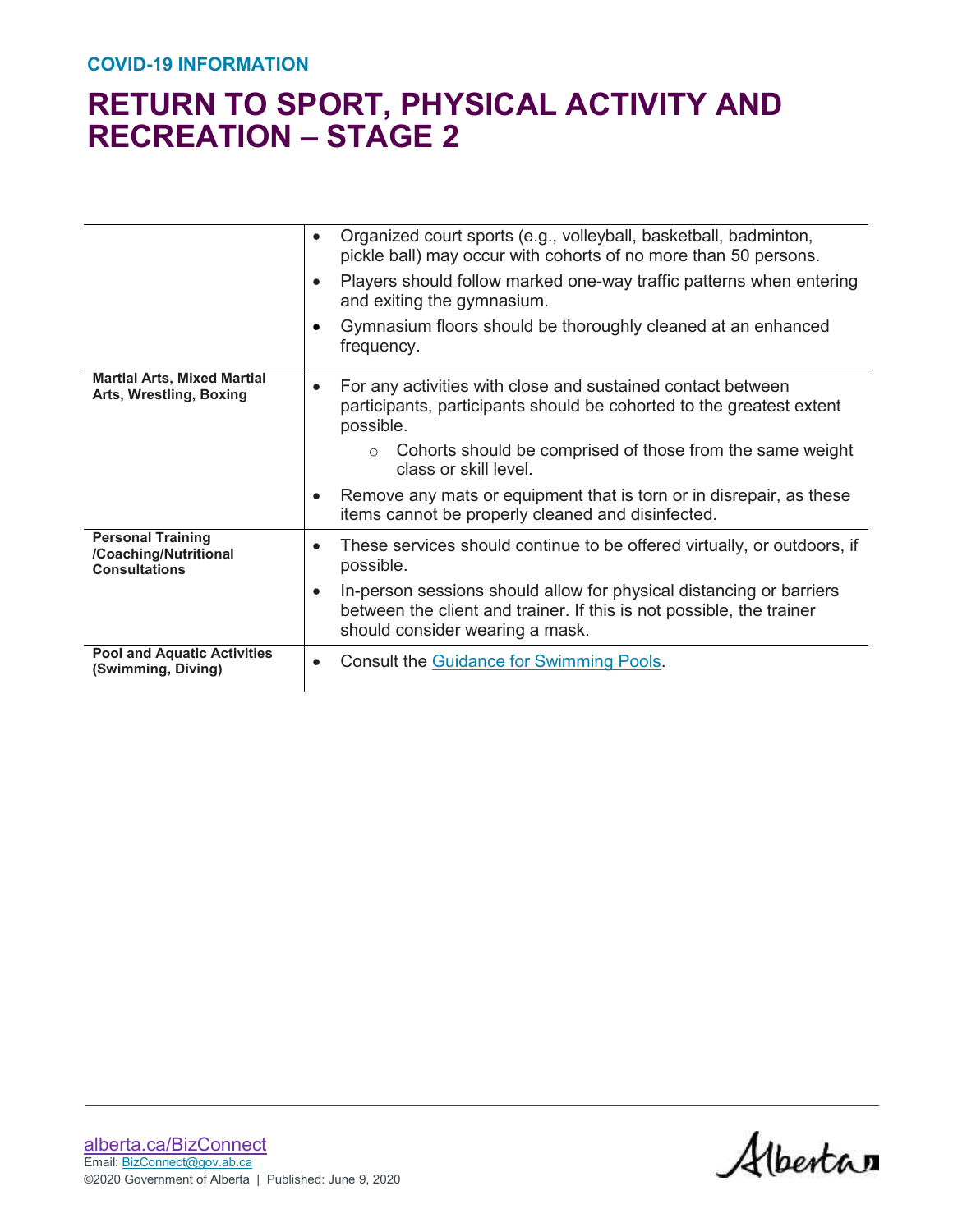| | |
|---|---|
| | • Organized court sports (e.g., volleyball, basketball, badminton, pickle ball) may occur with cohorts of no more than 50 persons.<br>• Players should follow marked one-way traffic patterns when entering and exiting the gymnasium.<br>• Gymnasium floors should be thoroughly cleaned at an enhanced frequency. |
| **Martial Arts, Mixed Martial Arts, Wrestling, Boxing** | • For any activities with close and sustained contact between participants, participants should be cohorted to the greatest extent possible.<br>&nbsp;&nbsp;&nbsp;&nbsp;○ Cohorts should be comprised of those from the same weight class or skill level.<br>• Remove any mats or equipment that is torn or in disrepair, as these items cannot be properly cleaned and disinfected. |
| **Personal Training /Coaching/Nutritional Consultations** | • These services should continue to be offered virtually, or outdoors, if possible.<br>• In-person sessions should allow for physical distancing or barriers between the client and trainer. If this is not possible, the trainer should consider wearing a mask. |
| **Pool and Aquatic Activities (Swimming, Diving)** | • Consult the Guidance for Swimming Pools. |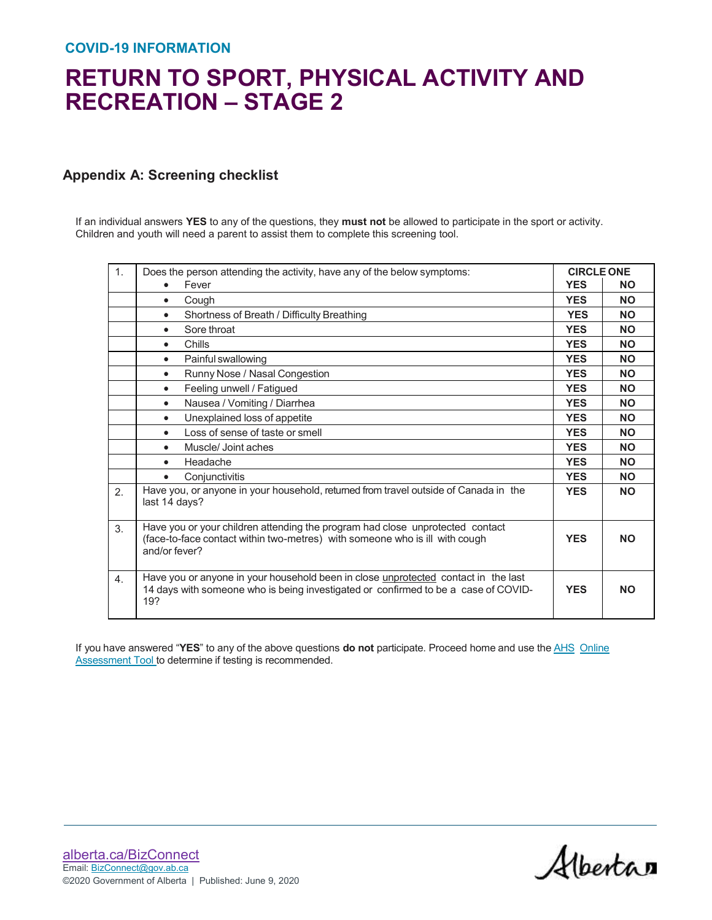COVID-19 INFORMATION

# RETURN TO SPORT, PHYSICAL ACTIVITY AND RECREATION – STAGE 2

## Appendix A: Screening checklist

If an individual answers **YES** to any of the questions, they **must not** be allowed to participate in the sport or activity. Children and youth will need a parent to assist them to complete this screening tool.

| | | CIRCLE ONE | |
|---|---|---|---|
| 1. | Does the person attending the activity, have any of the below symptoms: | | |
| | • Fever | **YES** | **NO** |
| | • Cough | **YES** | **NO** |
| | • Shortness of Breath / Difficulty Breathing | **YES** | **NO** |
| | • Sore throat | **YES** | **NO** |
| | • Chills | **YES** | **NO** |
| | • Painful swallowing | **YES** | **NO** |
| | • Runny Nose / Nasal Congestion | **YES** | **NO** |
| | • Feeling unwell / Fatigued | **YES** | **NO** |
| | • Nausea / Vomiting / Diarrhea | **YES** | **NO** |
| | • Unexplained loss of appetite | **YES** | **NO** |
| | • Loss of sense of taste or smell | **YES** | **NO** |
| | • Muscle/ Joint aches | **YES** | **NO** |
| | • Headache | **YES** | **NO** |
| | • Conjunctivitis | **YES** | **NO** |
| 2. | Have you, or anyone in your household, returned from travel outside of Canada in the last 14 days? | **YES** | **NO** |
| 3. | Have you or your children attending the program had close unprotected contact (face-to-face contact within two-metres) with someone who is ill with cough and/or fever? | **YES** | **NO** |
| 4. | Have you or anyone in your household been in close unprotected contact in the last 14 days with someone who is being investigated or confirmed to be a case of COVID-19? | **YES** | **NO** |

If you have answered "**YES**" to any of the above questions **do not** participate. Proceed home and use the AHS Online Assessment Tool to determine if testing is recommended.